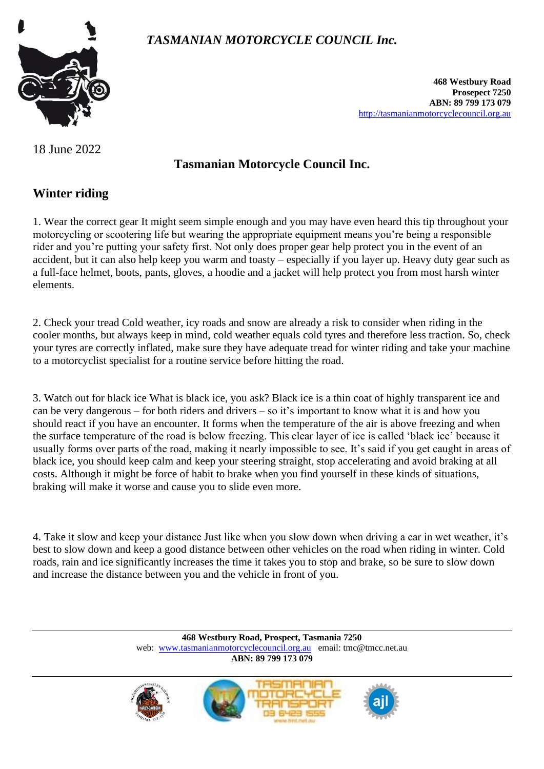*TASMANIAN MOTORCYCLE COUNCIL Inc.*

**468 Westbury Road**
**Prospect 7250**
**ABN: 89 799 173 079**
http://tasmanianmotorcyclecouncil.org.au

18 June 2022

**Tasmanian Motorcycle Council Inc.**

## Winter riding

1. Wear the correct gear It might seem simple enough and you may have even heard this tip throughout your motorcycling or scootering life but wearing the appropriate equipment means you're being a responsible rider and you're putting your safety first. Not only does proper gear help protect you in the event of an accident, but it can also help keep you warm and toasty – especially if you layer up. Heavy duty gear such as a full-face helmet, boots, pants, gloves, a hoodie and a jacket will help protect you from most harsh winter elements.

2. Check your tread Cold weather, icy roads and snow are already a risk to consider when riding in the cooler months, but always keep in mind, cold weather equals cold tyres and therefore less traction. So, check your tyres are correctly inflated, make sure they have adequate tread for winter riding and take your machine to a motorcyclist specialist for a routine service before hitting the road.

3. Watch out for black ice What is black ice, you ask? Black ice is a thin coat of highly transparent ice and can be very dangerous – for both riders and drivers – so it's important to know what it is and how you should react if you have an encounter. It forms when the temperature of the air is above freezing and when the surface temperature of the road is below freezing. This clear layer of ice is called 'black ice' because it usually forms over parts of the road, making it nearly impossible to see. It's said if you get caught in areas of black ice, you should keep calm and keep your steering straight, stop accelerating and avoid braking at all costs. Although it might be force of habit to brake when you find yourself in these kinds of situations, braking will make it worse and cause you to slide even more.

4. Take it slow and keep your distance Just like when you slow down when driving a car in wet weather, it's best to slow down and keep a good distance between other vehicles on the road when riding in winter. Cold roads, rain and ice significantly increases the time it takes you to stop and brake, so be sure to slow down and increase the distance between you and the vehicle in front of you.

**468 Westbury Road, Prospect, Tasmania 7250**
web: www.tasmanianmotorcyclecouncil.org.au email: tmc@tmcc.net.au
**ABN: 89 799 173 079**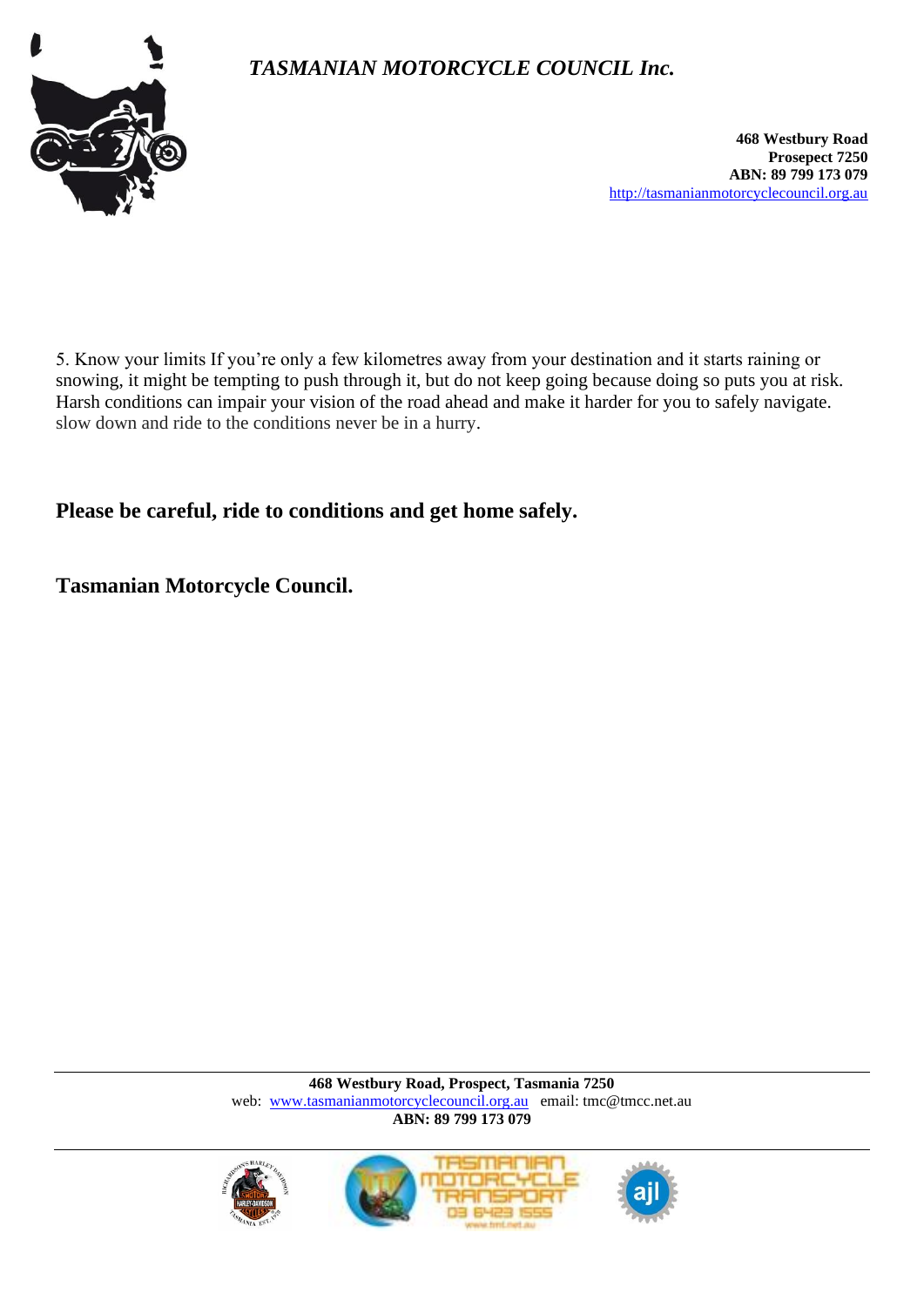*TASMANIAN MOTORCYCLE COUNCIL Inc.*

**468 Westbury Road**
**Prosepect 7250**
**ABN: 89 799 173 079**
http://tasmanianmotorcyclecouncil.org.au

5. Know your limits If you're only a few kilometres away from your destination and it starts raining or snowing, it might be tempting to push through it, but do not keep going because doing so puts you at risk. Harsh conditions can impair your vision of the road ahead and make it harder for you to safely navigate. slow down and ride to the conditions never be in a hurry.

**Please be careful, ride to conditions and get home safely.**

**Tasmanian Motorcycle Council.**

**468 Westbury Road, Prospect, Tasmania 7250**
web: www.tasmanianmotorcyclecouncil.org.au email: tmc@tmcc.net.au
**ABN: 89 799 173 079**